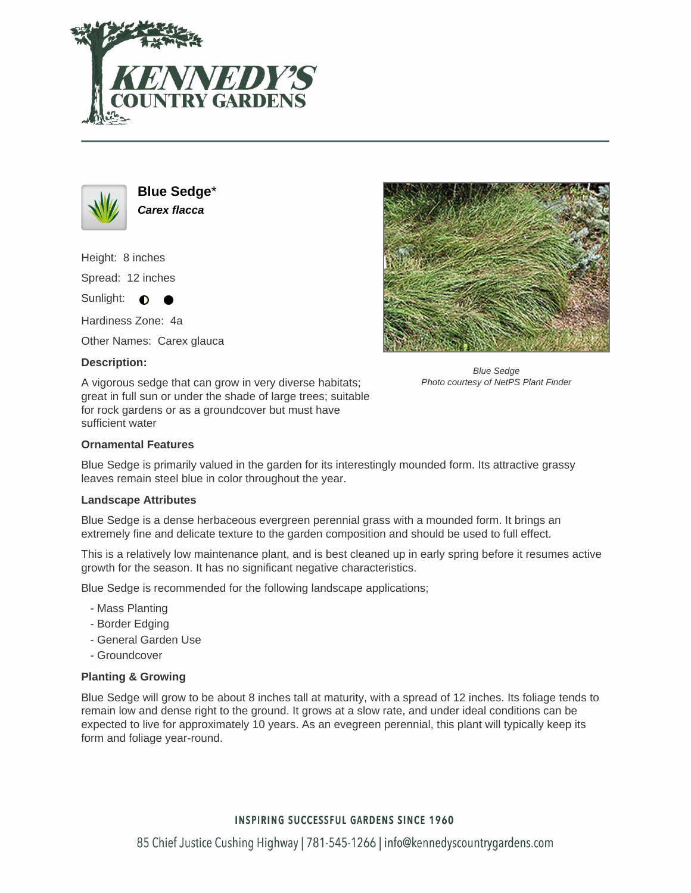# Blue Sedge*

***Carex flacca***

Height: 8 inches

Spread: 12 inches

Sunlight: ◐ ●

Hardiness Zone: 4a

Other Names: Carex glauca

**Description:**

A vigorous sedge that can grow in very diverse habitats; great in full sun or under the shade of large trees; suitable for rock gardens or as a groundcover but must have sufficient water

*Blue Sedge*
*Photo courtesy of NetPS Plant Finder*

**Ornamental Features**

Blue Sedge is primarily valued in the garden for its interestingly mounded form. Its attractive grassy leaves remain steel blue in color throughout the year.

**Landscape Attributes**

Blue Sedge is a dense herbaceous evergreen perennial grass with a mounded form. It brings an extremely fine and delicate texture to the garden composition and should be used to full effect.

This is a relatively low maintenance plant, and is best cleaned up in early spring before it resumes active growth for the season. It has no significant negative characteristics.

Blue Sedge is recommended for the following landscape applications;

- Mass Planting
- Border Edging
- General Garden Use
- Groundcover

**Planting & Growing**

Blue Sedge will grow to be about 8 inches tall at maturity, with a spread of 12 inches. Its foliage tends to remain low and dense right to the ground. It grows at a slow rate, and under ideal conditions can be expected to live for approximately 10 years. As an evegreen perennial, this plant will typically keep its form and foliage year-round.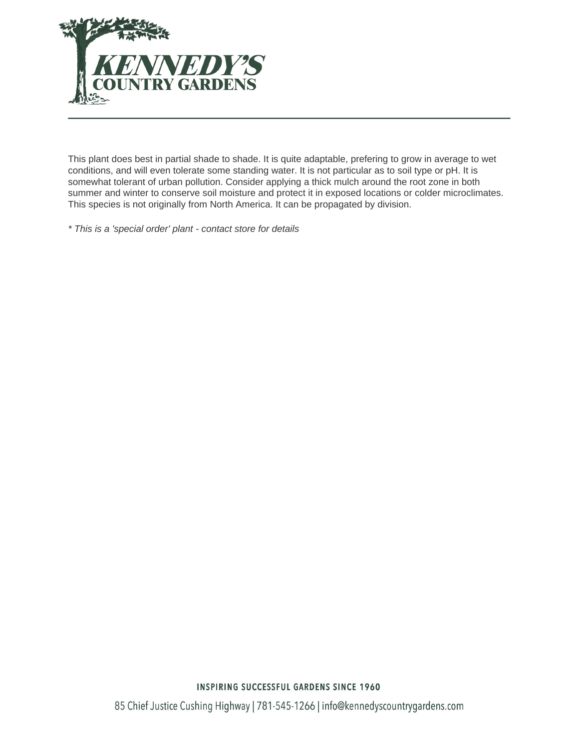This plant does best in partial shade to shade. It is quite adaptable, prefering to grow in average to wet conditions, and will even tolerate some standing water. It is not particular as to soil type or pH. It is somewhat tolerant of urban pollution. Consider applying a thick mulch around the root zone in both summer and winter to conserve soil moisture and protect it in exposed locations or colder microclimates. This species is not originally from North America. It can be propagated by division.

*\* This is a 'special order' plant - contact store for details*